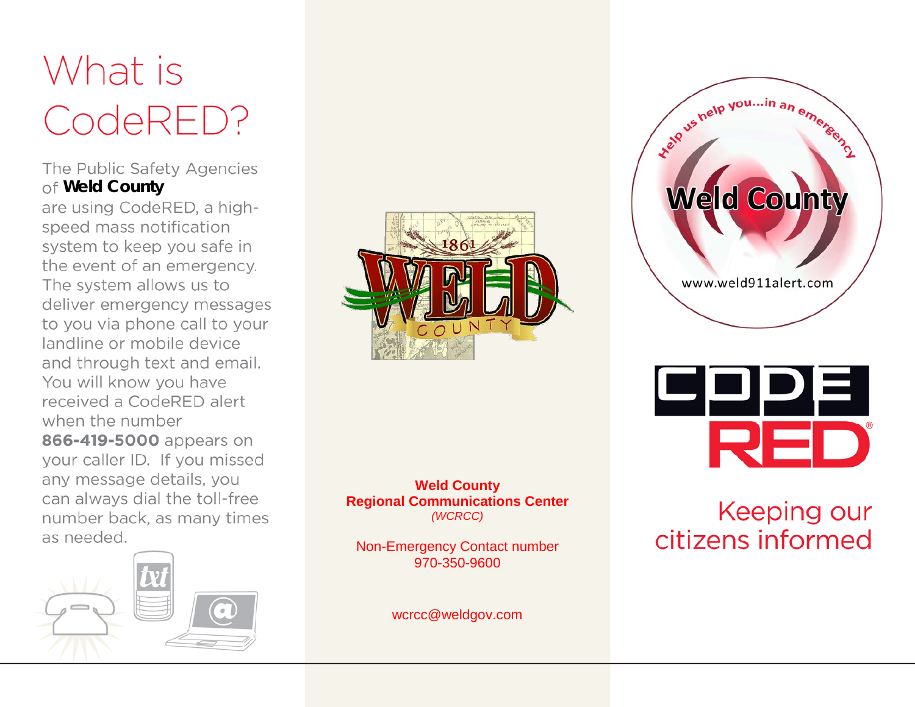# What is CodeRED?

The Public Safety Agencies of **Weld County** are using CodeRED, a high-speed mass notification system to keep you safe in the event of an emergency. The system allows us to deliver emergency messages to you via phone call to your landline or mobile device and through text and email. You will know you have received a CodeRED alert when the number **866-419-5000** appears on your caller ID. If you missed any message details, you can always dial the toll-free number back, as many times as needed.

**Weld County**
**Regional Communications Center**
*(WCRCC)*

Non-Emergency Contact number
970-350-9600

wcrcc@weldgov.com

Help us help you...in an emergency

Weld County

www.weld911alert.com

CODE RED®

Keeping our citizens informed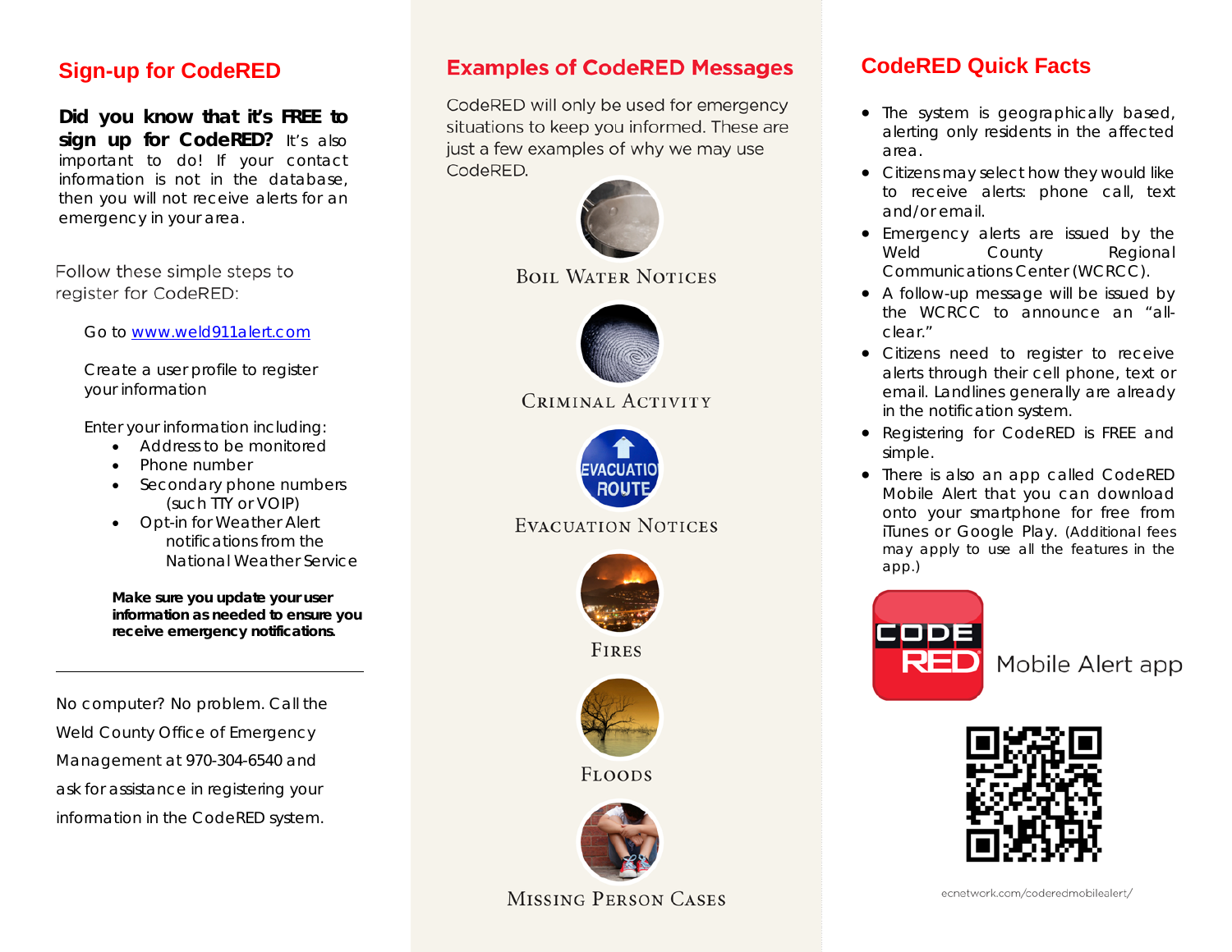## Sign-up for CodeRED

**Did you know that it's FREE to sign up for CodeRED?** It's also important to do! If your contact information is not in the database, then you will not receive alerts for an emergency in your area.

Follow these simple steps to register for CodeRED:

Go to www.weld911alert.com

Create a user profile to register your information

Enter your information including:

- Address to be monitored
- Phone number
- Secondary phone numbers (such TTY or VOIP)
- Opt-in for Weather Alert notifications from the National Weather Service

**Make sure you update your user information as needed to ensure you receive emergency notifications.**

---

No computer? No problem. Call the Weld County Office of Emergency Management at 970-304-6540 and ask for assistance in registering your information in the CodeRED system.

## Examples of CodeRED Messages

CodeRED will only be used for emergency situations to keep you informed. These are just a few examples of why we may use CodeRED.

Boil Water Notices

Criminal Activity

Evacuation Notices

Fires

Floods

Missing Person Cases

## CodeRED Quick Facts

- The system is geographically based, alerting only residents in the affected area.
- Citizens may select how they would like to receive alerts: phone call, text and/or email.
- Emergency alerts are issued by the Weld County Regional Communications Center (WCRCC).
- A follow-up message will be issued by the WCRCC to announce an "all-clear."
- Citizens need to register to receive alerts through their cell phone, text or email. Landlines generally are already in the notification system.
- Registering for CodeRED is FREE and simple.
- There is also an app called CodeRED Mobile Alert that you can download onto your smartphone for free from iTunes or Google Play. (Additional fees may apply to use all the features in the app.)

CODE RED Mobile Alert app

ecnetwork.com/coderedmobilealert/